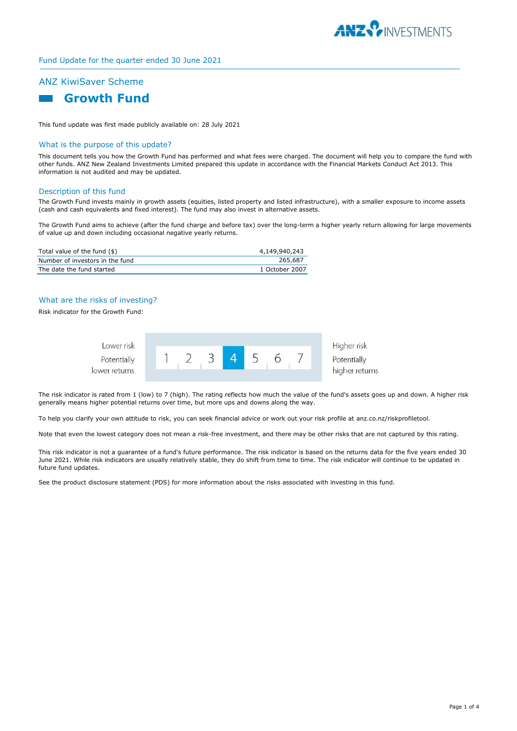Fund Update for the quarter ended 30 June 2021

## ANZ KiwiSaver Scheme

# Growth Fund

This fund update was first made publicly available on: 28 July 2021

## What is the purpose of this update?

This document tells you how the Growth Fund has performed and what fees were charged. The document will help you to compare the fund with other funds. ANZ New Zealand Investments Limited prepared this update in accordance with the Financial Markets Conduct Act 2013. This information is not audited and may be updated.

## Description of this fund

The Growth Fund invests mainly in growth assets (equities, listed property and listed infrastructure), with a smaller exposure to income assets (cash and cash equivalents and fixed interest). The fund may also invest in alternative assets.

The Growth Fund aims to achieve (after the fund charge and before tax) over the long-term a higher yearly return allowing for large movements of value up and down including occasional negative yearly returns.

| | |
|---|---|
| Total value of the fund ($) | 4,149,940,243 |
| Number of investors in the fund | 265,687 |
| The date the fund started | 1 October 2007 |

## What are the risks of investing?

Risk indicator for the Growth Fund:

Lower risk
Potentially lower returns

1 2 3 **4** 5 6 7

Higher risk
Potentially higher returns

The risk indicator is rated from 1 (low) to 7 (high). The rating reflects how much the value of the fund's assets goes up and down. A higher risk generally means higher potential returns over time, but more ups and downs along the way.

To help you clarify your own attitude to risk, you can seek financial advice or work out your risk profile at anz.co.nz/riskprofiletool.

Note that even the lowest category does not mean a risk-free investment, and there may be other risks that are not captured by this rating.

This risk indicator is not a guarantee of a fund's future performance. The risk indicator is based on the returns data for the five years ended 30 June 2021. While risk indicators are usually relatively stable, they do shift from time to time. The risk indicator will continue to be updated in future fund updates.

See the product disclosure statement (PDS) for more information about the risks associated with investing in this fund.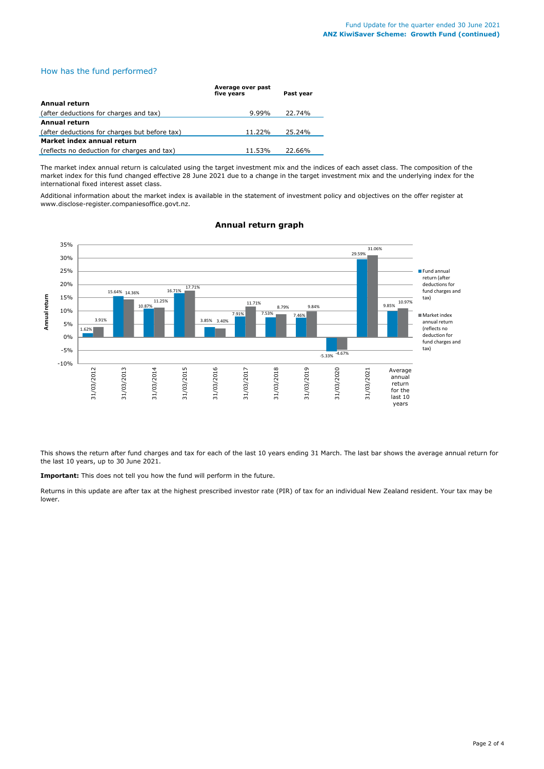## How has the fund performed?

| | Average over past five years | Past year |
|---|---|---|
| **Annual return** | | |
| (after deductions for charges and tax) | 9.99% | 22.74% |
| **Annual return** | | |
| (after deductions for charges but before tax) | 11.22% | 25.24% |
| **Market index annual return** | | |
| (reflects no deduction for charges and tax) | 11.53% | 22.66% |

The market index annual return is calculated using the target investment mix and the indices of each asset class. The composition of the market index for this fund changed effective 28 June 2021 due to a change in the target investment mix and the underlying index for the international fixed interest asset class.

Additional information about the market index is available in the statement of investment policy and objectives on the offer register at www.disclose-register.companiesoffice.govt.nz.

**Annual return graph**

Annual return

35%
30%
25%
20%
15%
10%
5%
0%
-5%
-10%

31/03/2012: 1.62% 3.91%
31/03/2013: 15.64% 14.36%
31/03/2014: 10.87% 11.25%
31/03/2015: 16.71% 17.71%
31/03/2016: 3.85% 3.40%
31/03/2017: 7.91% 11.71%
31/03/2018: 7.53% 8.79%
31/03/2019: 7.46% 9.84%
31/03/2020: -5.33% -4.67%
31/03/2021: 29.59% 31.06%
Average annual return for the last 10 years: 9.85% 10.97%

Fund annual return (after deductions for fund charges and tax)

Market index annual return (reflects no deduction for fund charges and tax)

This shows the return after fund charges and tax for each of the last 10 years ending 31 March. The last bar shows the average annual return for the last 10 years, up to 30 June 2021.

**Important:** This does not tell you how the fund will perform in the future.

Returns in this update are after tax at the highest prescribed investor rate (PIR) of tax for an individual New Zealand resident. Your tax may be lower.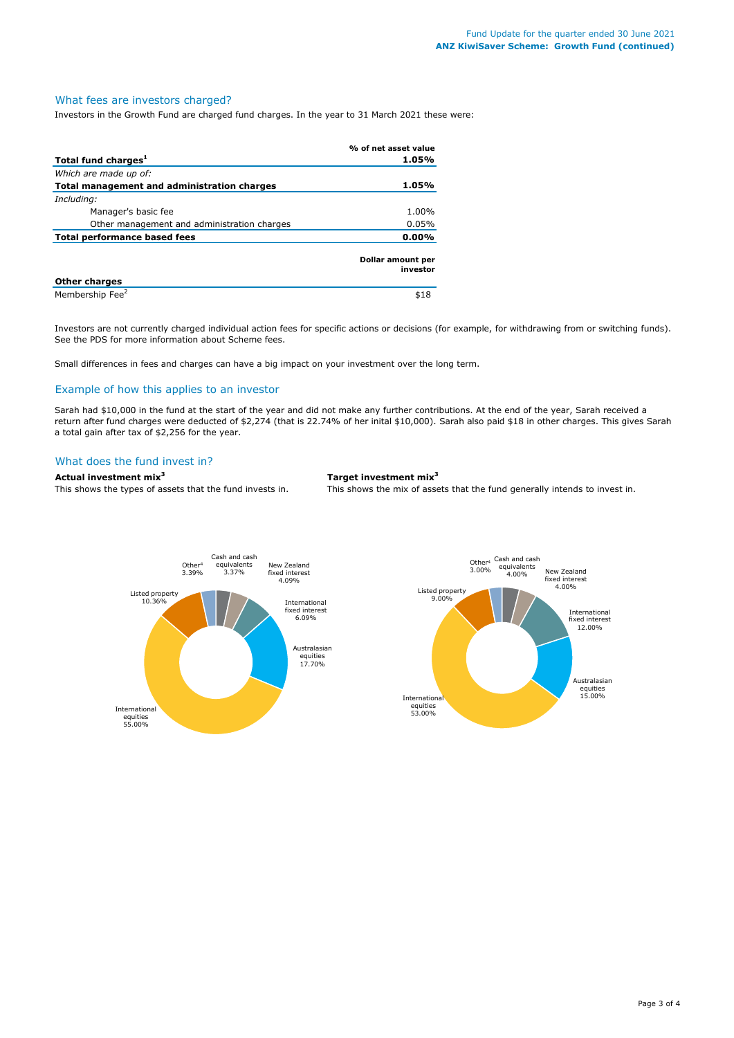## What fees are investors charged?

Investors in the Growth Fund are charged fund charges. In the year to 31 March 2021 these were:

| | % of net asset value |
|---|---|
| **Total fund charges[1]** | **1.05%** |
| *Which are made up of:* | |
| **Total management and administration charges** | **1.05%** |
| *Including:* | |
| Manager's basic fee | 1.00% |
| Other management and administration charges | 0.05% |
| **Total performance based fees** | **0.00%** |
| | **Dollar amount per investor** |
| **Other charges** | |
| Membership Fee[2] | $18 |

Investors are not currently charged individual action fees for specific actions or decisions (for example, for withdrawing from or switching funds). See the PDS for more information about Scheme fees.

Small differences in fees and charges can have a big impact on your investment over the long term.

## Example of how this applies to an investor

Sarah had $10,000 in the fund at the start of the year and did not make any further contributions. At the end of the year, Sarah received a return after fund charges were deducted of $2,274 (that is 22.74% of her inital $10,000). Sarah also paid $18 in other charges. This gives Sarah a total gain after tax of $2,256 for the year.

## What does the fund invest in?

**Actual investment mix[3]**

This shows the types of assets that the fund invests in.

Cash and cash equivalents 3.37%
New Zealand fixed interest 4.09%
International fixed interest 6.09%
Australasian equities 17.70%
International equities 55.00%
Listed property 10.36%
Other[4] 3.39%

**Target investment mix[3]**

This shows the mix of assets that the fund generally intends to invest in.

Cash and cash equivalents 4.00%
New Zealand fixed interest 4.00%
International fixed interest 12.00%
Australasian equities 15.00%
International equities 53.00%
Listed property 9.00%
Other[4] 3.00%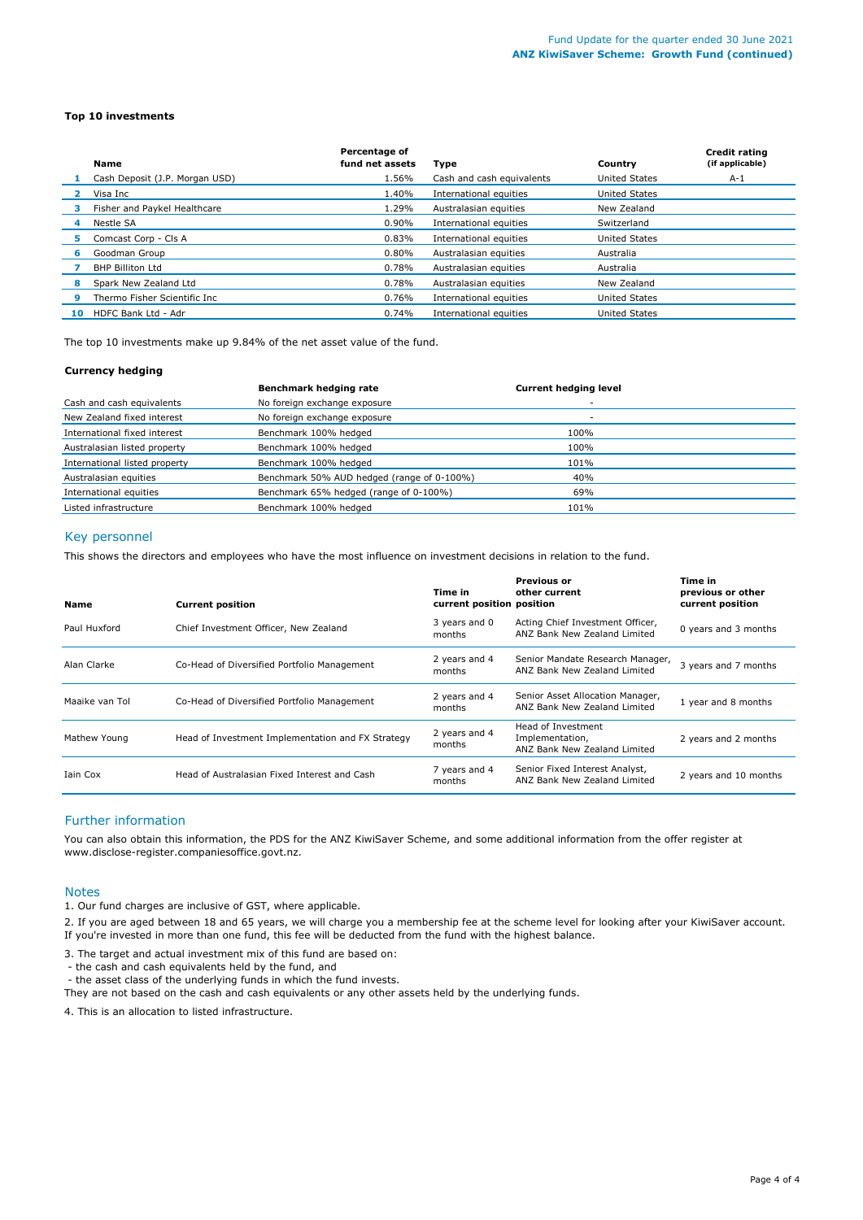### Top 10 investments

| | Name | Percentage of fund net assets | Type | Country | Credit rating (if applicable) |
|---|---|---|---|---|---|
| 1 | Cash Deposit (J.P. Morgan USD) | 1.56% | Cash and cash equivalents | United States | A-1 |
| 2 | Visa Inc | 1.40% | International equities | United States | |
| 3 | Fisher and Paykel Healthcare | 1.29% | Australasian equities | New Zealand | |
| 4 | Nestle SA | 0.90% | International equities | Switzerland | |
| 5 | Comcast Corp - Cls A | 0.83% | International equities | United States | |
| 6 | Goodman Group | 0.80% | Australasian equities | Australia | |
| 7 | BHP Billiton Ltd | 0.78% | Australasian equities | Australia | |
| 8 | Spark New Zealand Ltd | 0.78% | Australasian equities | New Zealand | |
| 9 | Thermo Fisher Scientific Inc | 0.76% | International equities | United States | |
| 10 | HDFC Bank Ltd - Adr | 0.74% | International equities | United States | |

The top 10 investments make up 9.84% of the net asset value of the fund.

### Currency hedging

| | Benchmark hedging rate | Current hedging level |
|---|---|---|
| Cash and cash equivalents | No foreign exchange exposure | - |
| New Zealand fixed interest | No foreign exchange exposure | - |
| International fixed interest | Benchmark 100% hedged | 100% |
| Australasian listed property | Benchmark 100% hedged | 100% |
| International listed property | Benchmark 100% hedged | 101% |
| Australasian equities | Benchmark 50% AUD hedged (range of 0-100%) | 40% |
| International equities | Benchmark 65% hedged (range of 0-100%) | 69% |
| Listed infrastructure | Benchmark 100% hedged | 101% |

## Key personnel

This shows the directors and employees who have the most influence on investment decisions in relation to the fund.

| Name | Current position | Time in current position | Previous or other current position | Time in previous or other current position |
|---|---|---|---|---|
| Paul Huxford | Chief Investment Officer, New Zealand | 3 years and 0 months | Acting Chief Investment Officer, ANZ Bank New Zealand Limited | 0 years and 3 months |
| Alan Clarke | Co-Head of Diversified Portfolio Management | 2 years and 4 months | Senior Mandate Research Manager, ANZ Bank New Zealand Limited | 3 years and 7 months |
| Maaike van Tol | Co-Head of Diversified Portfolio Management | 2 years and 4 months | Senior Asset Allocation Manager, ANZ Bank New Zealand Limited | 1 year and 8 months |
| Mathew Young | Head of Investment Implementation and FX Strategy | 2 years and 4 months | Head of Investment Implementation, ANZ Bank New Zealand Limited | 2 years and 2 months |
| Iain Cox | Head of Australasian Fixed Interest and Cash | 7 years and 4 months | Senior Fixed Interest Analyst, ANZ Bank New Zealand Limited | 2 years and 10 months |

## Further information

You can also obtain this information, the PDS for the ANZ KiwiSaver Scheme, and some additional information from the offer register at www.disclose-register.companiesoffice.govt.nz.

## Notes

1. Our fund charges are inclusive of GST, where applicable.

2. If you are aged between 18 and 65 years, we will charge you a membership fee at the scheme level for looking after your KiwiSaver account. If you're invested in more than one fund, this fee will be deducted from the fund with the highest balance.

3. The target and actual investment mix of this fund are based on:
 - the cash and cash equivalents held by the fund, and
 - the asset class of the underlying funds in which the fund invests.
They are not based on the cash and cash equivalents or any other assets held by the underlying funds.

4. This is an allocation to listed infrastructure.